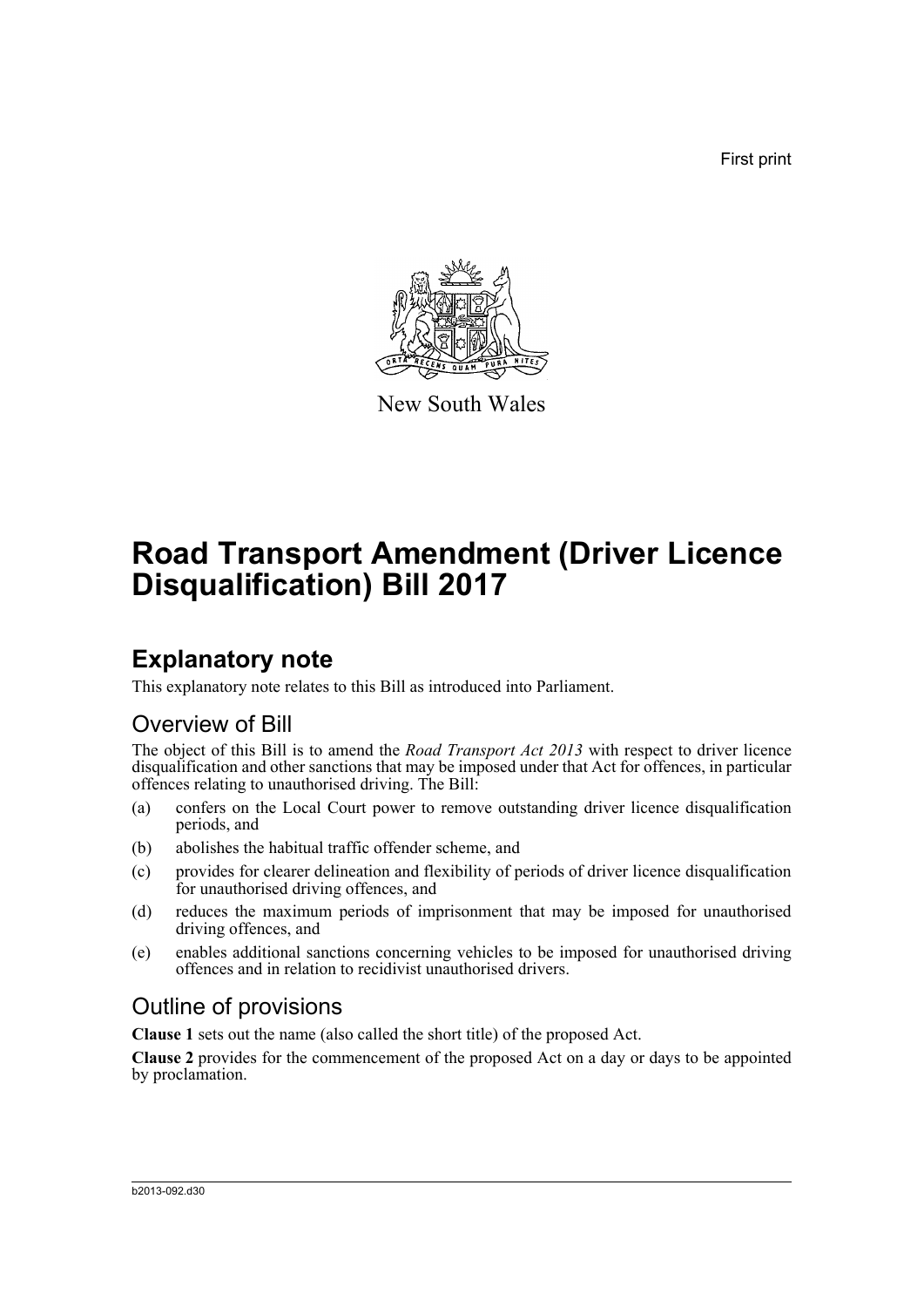First print

New South Wales

# Road Transport Amendment (Driver Licence Disqualification) Bill 2017

## Explanatory note

This explanatory note relates to this Bill as introduced into Parliament.

### Overview of Bill

The object of this Bill is to amend the *Road Transport Act 2013* with respect to driver licence disqualification and other sanctions that may be imposed under that Act for offences, in particular offences relating to unauthorised driving. The Bill:

(a) confers on the Local Court power to remove outstanding driver licence disqualification periods, and

(b) abolishes the habitual traffic offender scheme, and

(c) provides for clearer delineation and flexibility of periods of driver licence disqualification for unauthorised driving offences, and

(d) reduces the maximum periods of imprisonment that may be imposed for unauthorised driving offences, and

(e) enables additional sanctions concerning vehicles to be imposed for unauthorised driving offences and in relation to recidivist unauthorised drivers.

### Outline of provisions

**Clause 1** sets out the name (also called the short title) of the proposed Act.

**Clause 2** provides for the commencement of the proposed Act on a day or days to be appointed by proclamation.

b2013-092.d30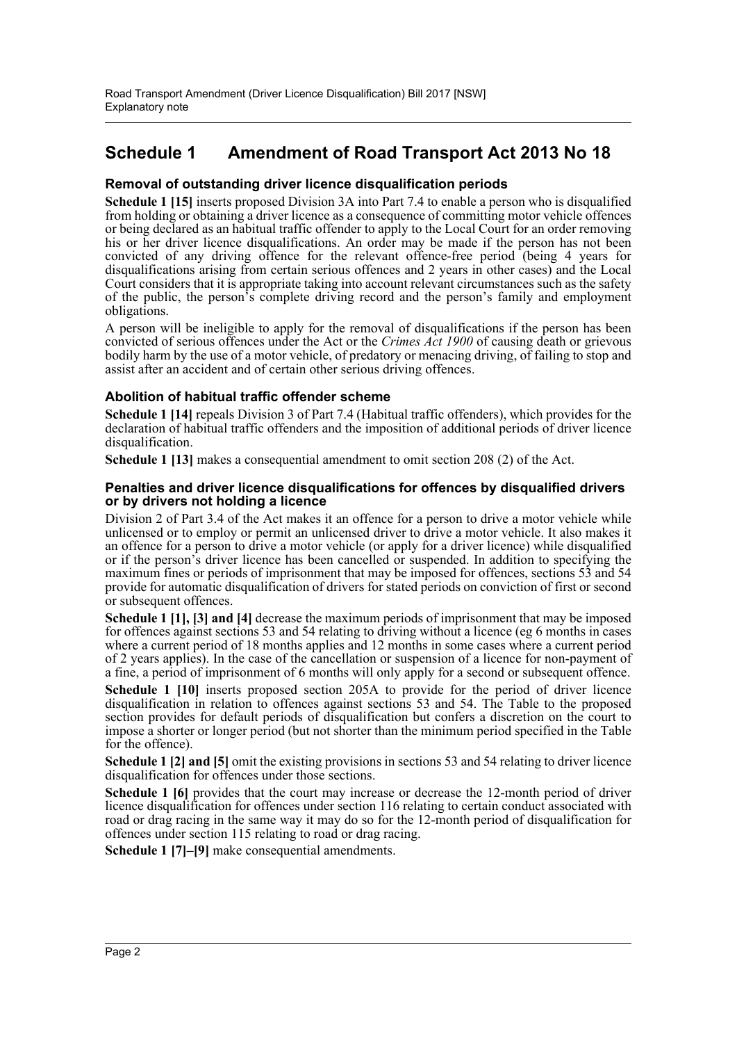## Schedule 1 Amendment of Road Transport Act 2013 No 18

### Removal of outstanding driver licence disqualification periods

**Schedule 1 [15]** inserts proposed Division 3A into Part 7.4 to enable a person who is disqualified from holding or obtaining a driver licence as a consequence of committing motor vehicle offences or being declared as an habitual traffic offender to apply to the Local Court for an order removing his or her driver licence disqualifications. An order may be made if the person has not been convicted of any driving offence for the relevant offence-free period (being 4 years for disqualifications arising from certain serious offences and 2 years in other cases) and the Local Court considers that it is appropriate taking into account relevant circumstances such as the safety of the public, the person's complete driving record and the person's family and employment obligations.

A person will be ineligible to apply for the removal of disqualifications if the person has been convicted of serious offences under the Act or the *Crimes Act 1900* of causing death or grievous bodily harm by the use of a motor vehicle, of predatory or menacing driving, of failing to stop and assist after an accident and of certain other serious driving offences.

### Abolition of habitual traffic offender scheme

**Schedule 1 [14]** repeals Division 3 of Part 7.4 (Habitual traffic offenders), which provides for the declaration of habitual traffic offenders and the imposition of additional periods of driver licence disqualification.

**Schedule 1 [13]** makes a consequential amendment to omit section 208 (2) of the Act.

### Penalties and driver licence disqualifications for offences by disqualified drivers or by drivers not holding a licence

Division 2 of Part 3.4 of the Act makes it an offence for a person to drive a motor vehicle while unlicensed or to employ or permit an unlicensed driver to drive a motor vehicle. It also makes it an offence for a person to drive a motor vehicle (or apply for a driver licence) while disqualified or if the person's driver licence has been cancelled or suspended. In addition to specifying the maximum fines or periods of imprisonment that may be imposed for offences, sections 53 and 54 provide for automatic disqualification of drivers for stated periods on conviction of first or second or subsequent offences.

**Schedule 1 [1], [3] and [4]** decrease the maximum periods of imprisonment that may be imposed for offences against sections 53 and 54 relating to driving without a licence (eg 6 months in cases where a current period of 18 months applies and 12 months in some cases where a current period of 2 years applies). In the case of the cancellation or suspension of a licence for non-payment of a fine, a period of imprisonment of 6 months will only apply for a second or subsequent offence.

**Schedule 1 [10]** inserts proposed section 205A to provide for the period of driver licence disqualification in relation to offences against sections 53 and 54. The Table to the proposed section provides for default periods of disqualification but confers a discretion on the court to impose a shorter or longer period (but not shorter than the minimum period specified in the Table for the offence).

**Schedule 1 [2] and [5]** omit the existing provisions in sections 53 and 54 relating to driver licence disqualification for offences under those sections.

**Schedule 1 [6]** provides that the court may increase or decrease the 12-month period of driver licence disqualification for offences under section 116 relating to certain conduct associated with road or drag racing in the same way it may do so for the 12-month period of disqualification for offences under section 115 relating to road or drag racing.

**Schedule 1 [7]–[9]** make consequential amendments.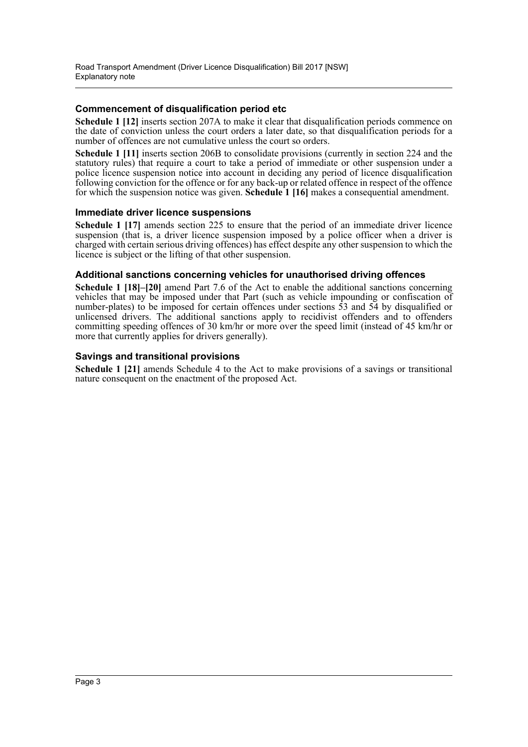### Commencement of disqualification period etc

**Schedule 1 [12]** inserts section 207A to make it clear that disqualification periods commence on the date of conviction unless the court orders a later date, so that disqualification periods for a number of offences are not cumulative unless the court so orders.

**Schedule 1 [11]** inserts section 206B to consolidate provisions (currently in section 224 and the statutory rules) that require a court to take a period of immediate or other suspension under a police licence suspension notice into account in deciding any period of licence disqualification following conviction for the offence or for any back-up or related offence in respect of the offence for which the suspension notice was given. **Schedule 1 [16]** makes a consequential amendment.

### Immediate driver licence suspensions

**Schedule 1 [17]** amends section 225 to ensure that the period of an immediate driver licence suspension (that is, a driver licence suspension imposed by a police officer when a driver is charged with certain serious driving offences) has effect despite any other suspension to which the licence is subject or the lifting of that other suspension.

### Additional sanctions concerning vehicles for unauthorised driving offences

**Schedule 1 [18]–[20]** amend Part 7.6 of the Act to enable the additional sanctions concerning vehicles that may be imposed under that Part (such as vehicle impounding or confiscation of number-plates) to be imposed for certain offences under sections 53 and 54 by disqualified or unlicensed drivers. The additional sanctions apply to recidivist offenders and to offenders committing speeding offences of 30 km/hr or more over the speed limit (instead of 45 km/hr or more that currently applies for drivers generally).

### Savings and transitional provisions

**Schedule 1 [21]** amends Schedule 4 to the Act to make provisions of a savings or transitional nature consequent on the enactment of the proposed Act.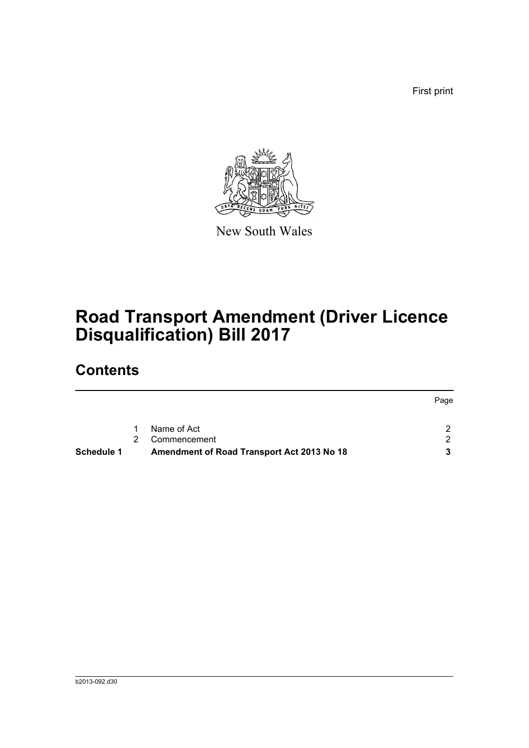First print

New South Wales

# Road Transport Amendment (Driver Licence Disqualification) Bill 2017

## Contents

| | | | Page |
|---|---|---|---|
| | 1 | Name of Act | 2 |
| | 2 | Commencement | 2 |
| **Schedule 1** | | **Amendment of Road Transport Act 2013 No 18** | **3** |

b2013-092.d30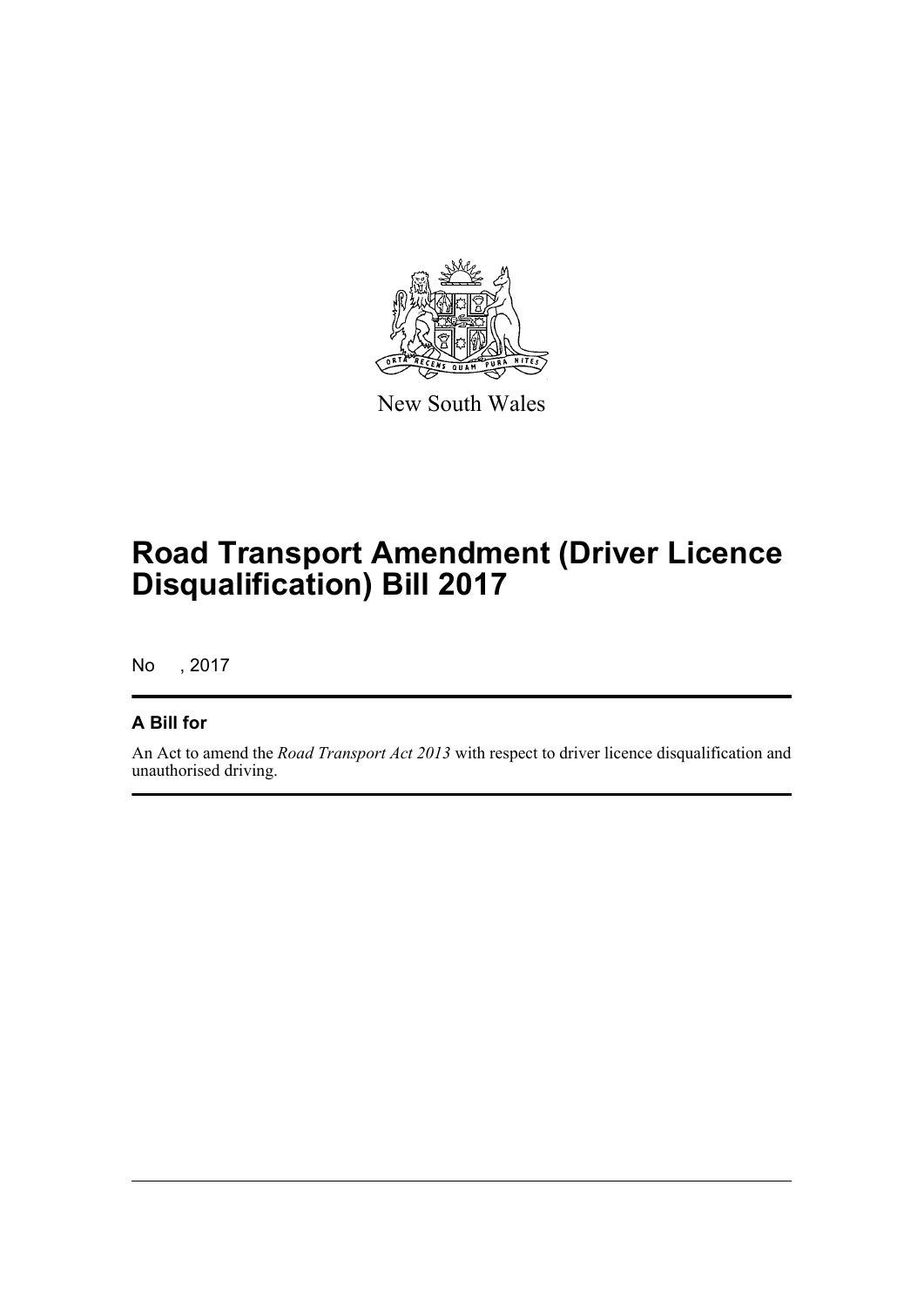New South Wales

# Road Transport Amendment (Driver Licence Disqualification) Bill 2017

No , 2017

## A Bill for

An Act to amend the *Road Transport Act 2013* with respect to driver licence disqualification and unauthorised driving.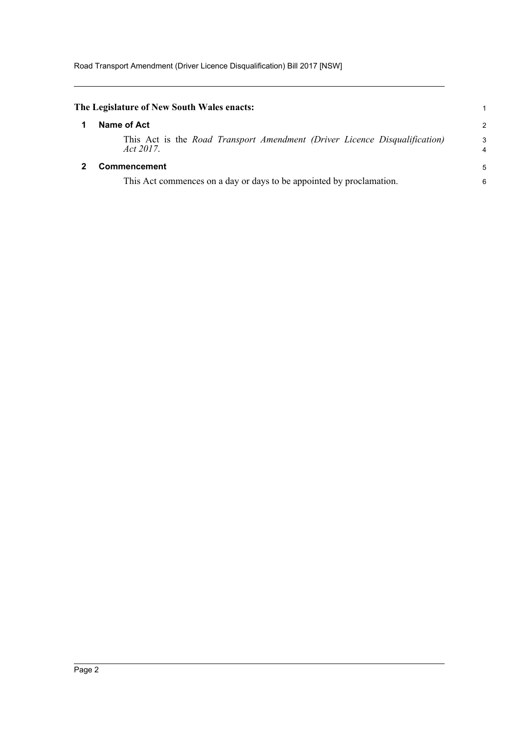**The Legislature of New South Wales enacts:**

## 1 Name of Act

This Act is the *Road Transport Amendment (Driver Licence Disqualification) Act 2017*.

## 2 Commencement

This Act commences on a day or days to be appointed by proclamation.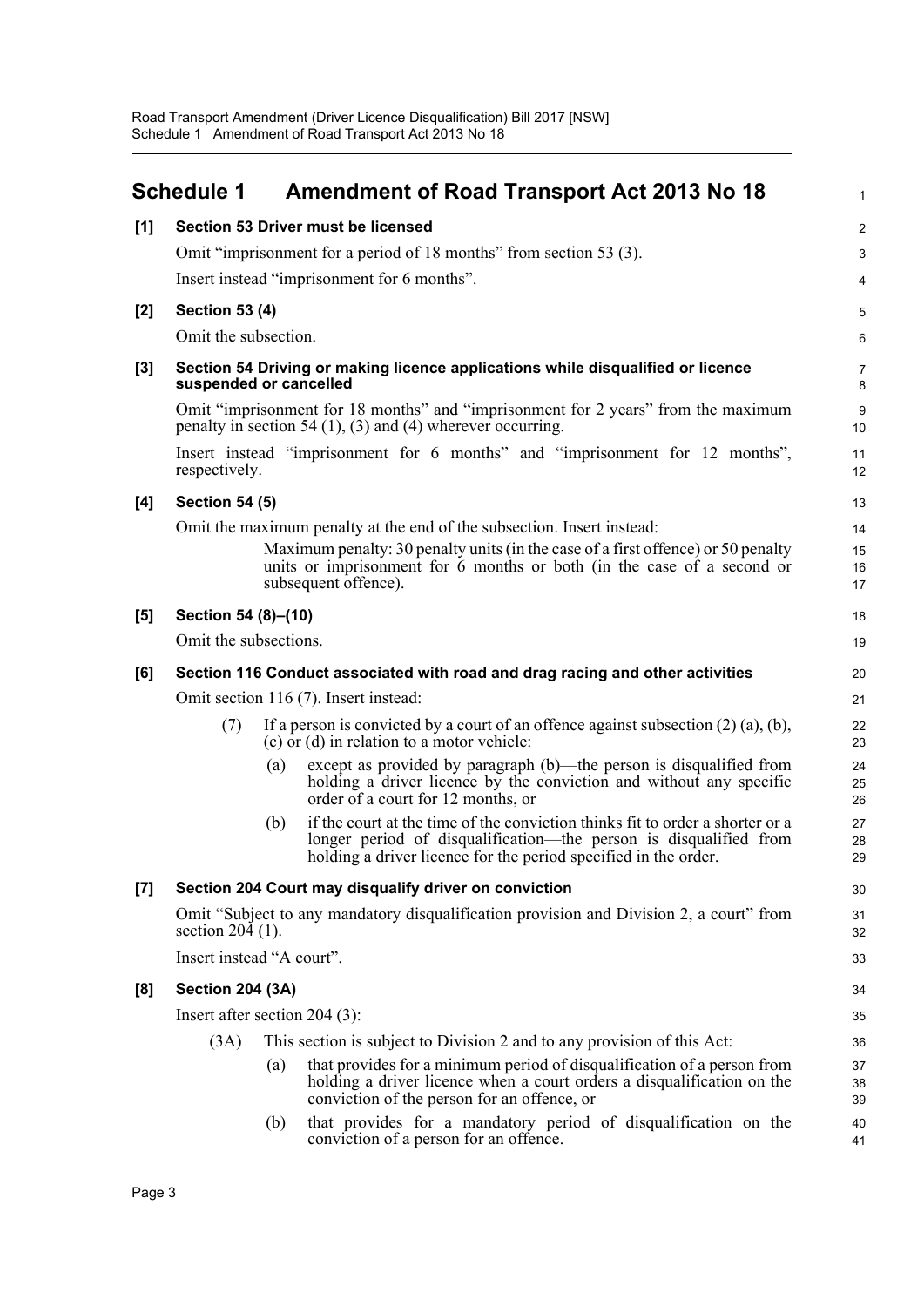# Schedule 1 Amendment of Road Transport Act 2013 No 18

**[1] Section 53 Driver must be licensed**

Omit "imprisonment for a period of 18 months" from section 53 (3).

Insert instead "imprisonment for 6 months".

**[2] Section 53 (4)**

Omit the subsection.

**[3] Section 54 Driving or making licence applications while disqualified or licence suspended or cancelled**

Omit "imprisonment for 18 months" and "imprisonment for 2 years" from the maximum penalty in section 54 (1), (3) and (4) wherever occurring.

Insert instead "imprisonment for 6 months" and "imprisonment for 12 months", respectively.

**[4] Section 54 (5)**

Omit the maximum penalty at the end of the subsection. Insert instead:

> Maximum penalty: 30 penalty units (in the case of a first offence) or 50 penalty units or imprisonment for 6 months or both (in the case of a second or subsequent offence).

**[5] Section 54 (8)–(10)**

Omit the subsections.

**[6] Section 116 Conduct associated with road and drag racing and other activities**

Omit section 116 (7). Insert instead:

(7) If a person is convicted by a court of an offence against subsection (2) (a), (b), (c) or (d) in relation to a motor vehicle:

(a) except as provided by paragraph (b)—the person is disqualified from holding a driver licence by the conviction and without any specific order of a court for 12 months, or

(b) if the court at the time of the conviction thinks fit to order a shorter or a longer period of disqualification—the person is disqualified from holding a driver licence for the period specified in the order.

**[7] Section 204 Court may disqualify driver on conviction**

Omit "Subject to any mandatory disqualification provision and Division 2, a court" from section 204 (1).

Insert instead "A court".

**[8] Section 204 (3A)**

Insert after section 204 (3):

(3A) This section is subject to Division 2 and to any provision of this Act:

(a) that provides for a minimum period of disqualification of a person from holding a driver licence when a court orders a disqualification on the conviction of the person for an offence, or

(b) that provides for a mandatory period of disqualification on the conviction of a person for an offence.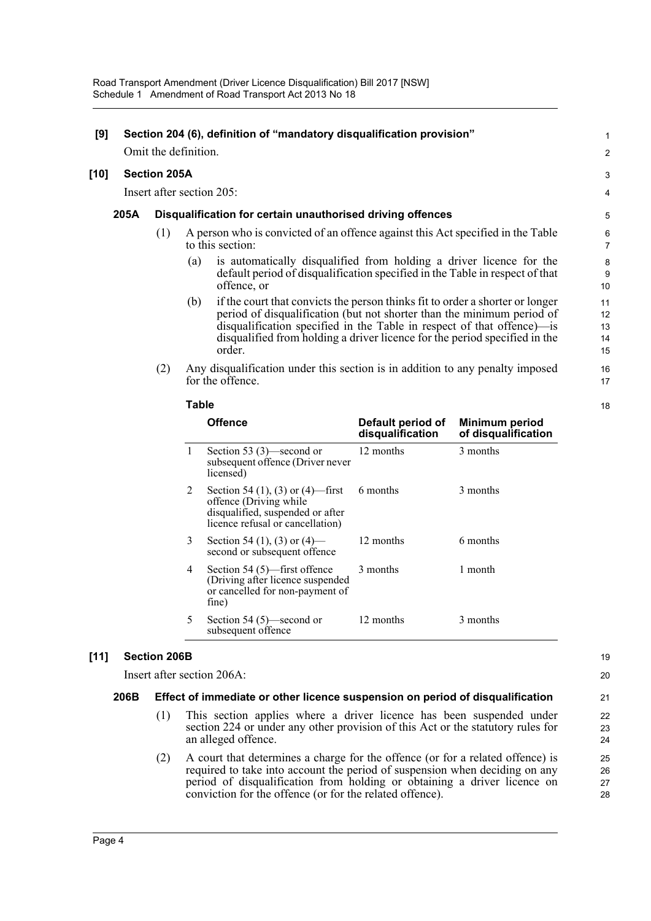**[9] Section 204 (6), definition of "mandatory disqualification provision"**

Omit the definition.

**[10] Section 205A**

Insert after section 205:

**205A Disqualification for certain unauthorised driving offences**

(1) A person who is convicted of an offence against this Act specified in the Table to this section:

(a) is automatically disqualified from holding a driver licence for the default period of disqualification specified in the Table in respect of that offence, or

(b) if the court that convicts the person thinks fit to order a shorter or longer period of disqualification (but not shorter than the minimum period of disqualification specified in the Table in respect of that offence)—is disqualified from holding a driver licence for the period specified in the order.

(2) Any disqualification under this section is in addition to any penalty imposed for the offence.

**Table**

| | Offence | Default period of disqualification | Minimum period of disqualification |
|---|---|---|---|
| 1 | Section 53 (3)—second or subsequent offence (Driver never licensed) | 12 months | 3 months |
| 2 | Section 54 (1), (3) or (4)—first offence (Driving while disqualified, suspended or after licence refusal or cancellation) | 6 months | 3 months |
| 3 | Section 54 (1), (3) or (4)—second or subsequent offence | 12 months | 6 months |
| 4 | Section 54 (5)—first offence (Driving after licence suspended or cancelled for non-payment of fine) | 3 months | 1 month |
| 5 | Section 54 (5)—second or subsequent offence | 12 months | 3 months |

**[11] Section 206B**

Insert after section 206A:

**206B Effect of immediate or other licence suspension on period of disqualification**

(1) This section applies where a driver licence has been suspended under section 224 or under any other provision of this Act or the statutory rules for an alleged offence.

(2) A court that determines a charge for the offence (or for a related offence) is required to take into account the period of suspension when deciding on any period of disqualification from holding or obtaining a driver licence on conviction for the offence (or for the related offence).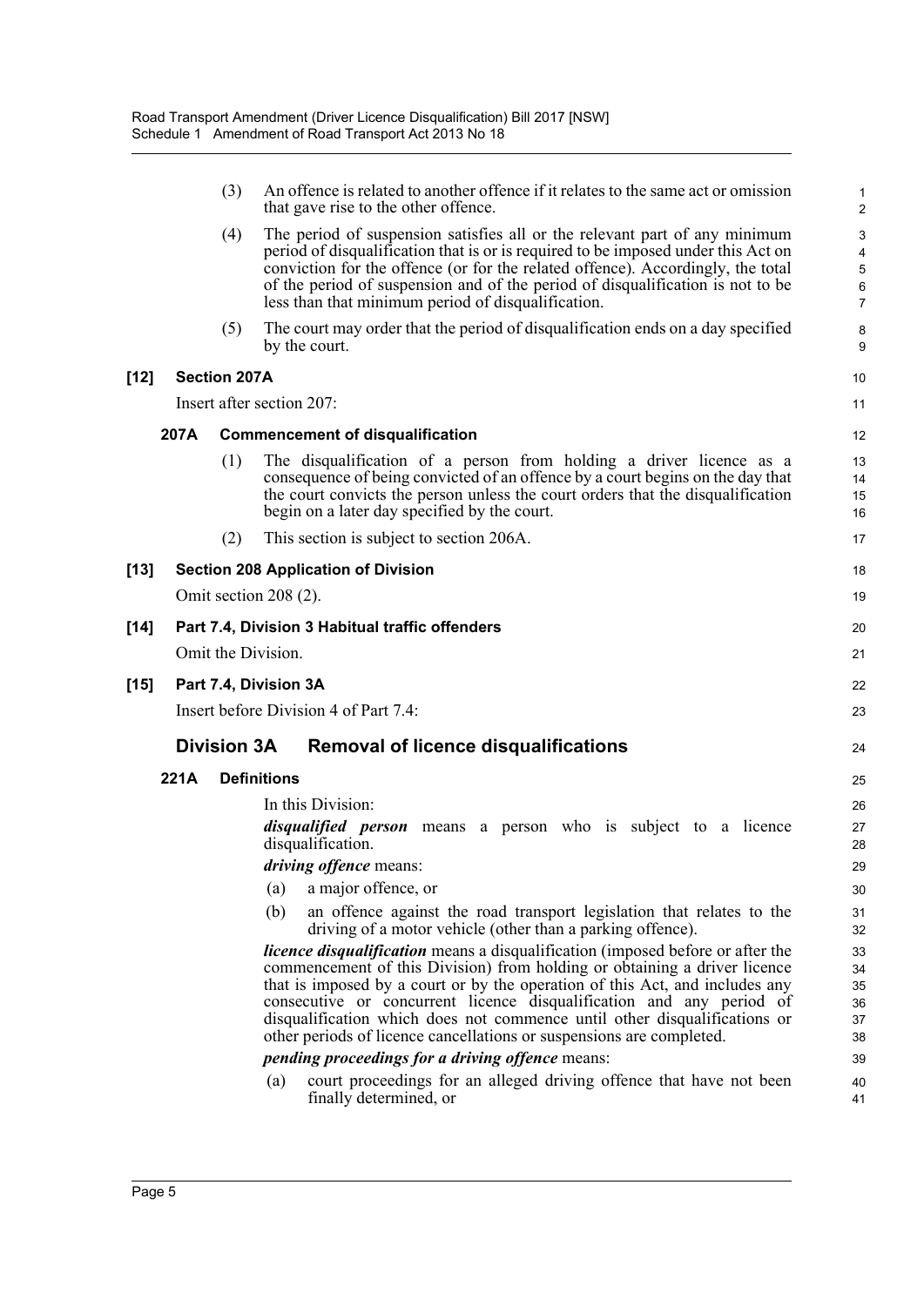(3) An offence is related to another offence if it relates to the same act or omission that gave rise to the other offence.

(4) The period of suspension satisfies all or the relevant part of any minimum period of disqualification that is or is required to be imposed under this Act on conviction for the offence (or for the related offence). Accordingly, the total of the period of suspension and of the period of disqualification is not to be less than that minimum period of disqualification.

(5) The court may order that the period of disqualification ends on a day specified by the court.

**[12] Section 207A**

Insert after section 207:

**207A Commencement of disqualification**

(1) The disqualification of a person from holding a driver licence as a consequence of being convicted of an offence by a court begins on the day that the court convicts the person unless the court orders that the disqualification begin on a later day specified by the court.

(2) This section is subject to section 206A.

**[13] Section 208 Application of Division**

Omit section 208 (2).

**[14] Part 7.4, Division 3 Habitual traffic offenders**

Omit the Division.

**[15] Part 7.4, Division 3A**

Insert before Division 4 of Part 7.4:

## Division 3A Removal of licence disqualifications

**221A Definitions**

In this Division:

***disqualified person*** means a person who is subject to a licence disqualification.

***driving offence*** means:

(a) a major offence, or

(b) an offence against the road transport legislation that relates to the driving of a motor vehicle (other than a parking offence).

***licence disqualification*** means a disqualification (imposed before or after the commencement of this Division) from holding or obtaining a driver licence that is imposed by a court or by the operation of this Act, and includes any consecutive or concurrent licence disqualification and any period of disqualification which does not commence until other disqualifications or other periods of licence cancellations or suspensions are completed.

***pending proceedings for a driving offence*** means:

(a) court proceedings for an alleged driving offence that have not been finally determined, or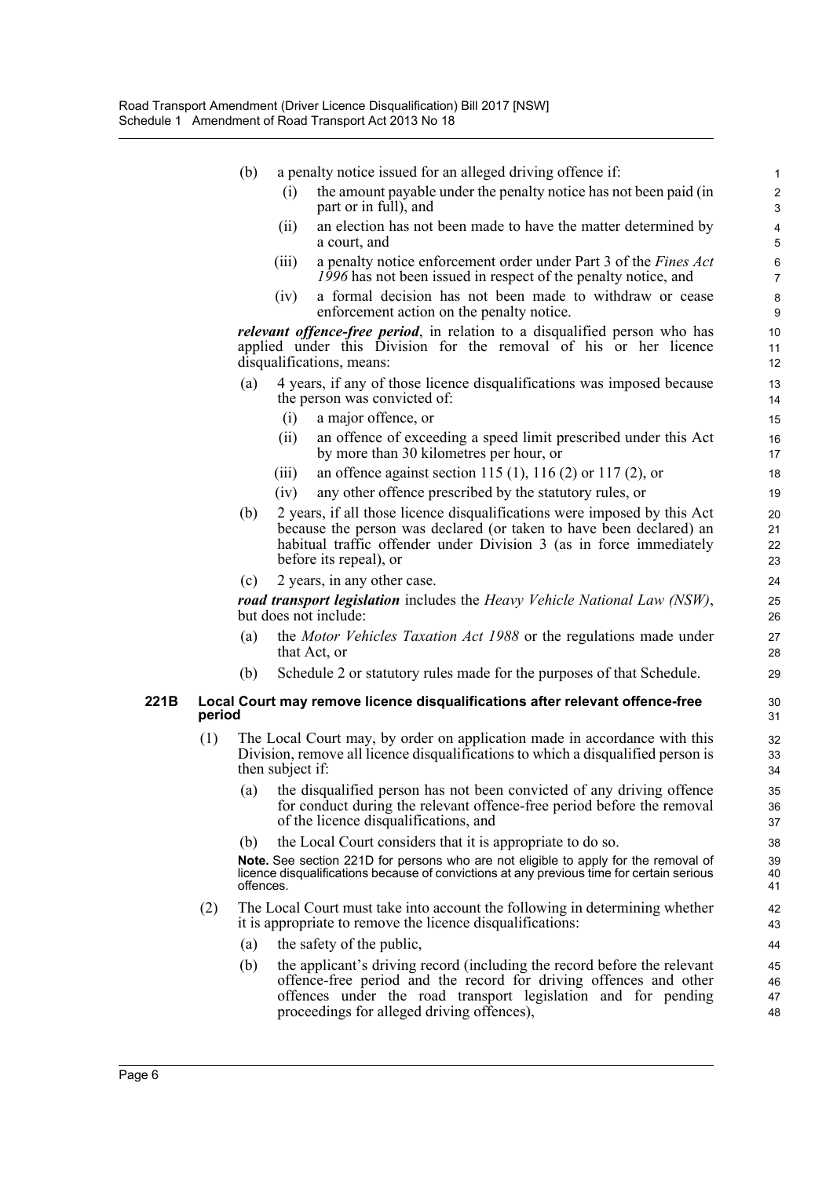(b) a penalty notice issued for an alleged driving offence if:

(i) the amount payable under the penalty notice has not been paid (in part or in full), and

(ii) an election has not been made to have the matter determined by a court, and

(iii) a penalty notice enforcement order under Part 3 of the *Fines Act 1996* has not been issued in respect of the penalty notice, and

(iv) a formal decision has not been made to withdraw or cease enforcement action on the penalty notice.

***relevant offence-free period***, in relation to a disqualified person who has applied under this Division for the removal of his or her licence disqualifications, means:

(a) 4 years, if any of those licence disqualifications was imposed because the person was convicted of:

(i) a major offence, or

(ii) an offence of exceeding a speed limit prescribed under this Act by more than 30 kilometres per hour, or

(iii) an offence against section 115 (1), 116 (2) or 117 (2), or

(iv) any other offence prescribed by the statutory rules, or

(b) 2 years, if all those licence disqualifications were imposed by this Act because the person was declared (or taken to have been declared) an habitual traffic offender under Division 3 (as in force immediately before its repeal), or

(c) 2 years, in any other case.

***road transport legislation*** includes the *Heavy Vehicle National Law (NSW)*, but does not include:

(a) the *Motor Vehicles Taxation Act 1988* or the regulations made under that Act, or

(b) Schedule 2 or statutory rules made for the purposes of that Schedule.

**221B Local Court may remove licence disqualifications after relevant offence-free period**

(1) The Local Court may, by order on application made in accordance with this Division, remove all licence disqualifications to which a disqualified person is then subject if:

(a) the disqualified person has not been convicted of any driving offence for conduct during the relevant offence-free period before the removal of the licence disqualifications, and

(b) the Local Court considers that it is appropriate to do so.

**Note.** See section 221D for persons who are not eligible to apply for the removal of licence disqualifications because of convictions at any previous time for certain serious offences.

(2) The Local Court must take into account the following in determining whether it is appropriate to remove the licence disqualifications:

(a) the safety of the public,

(b) the applicant's driving record (including the record before the relevant offence-free period and the record for driving offences and other offences under the road transport legislation and for pending proceedings for alleged driving offences),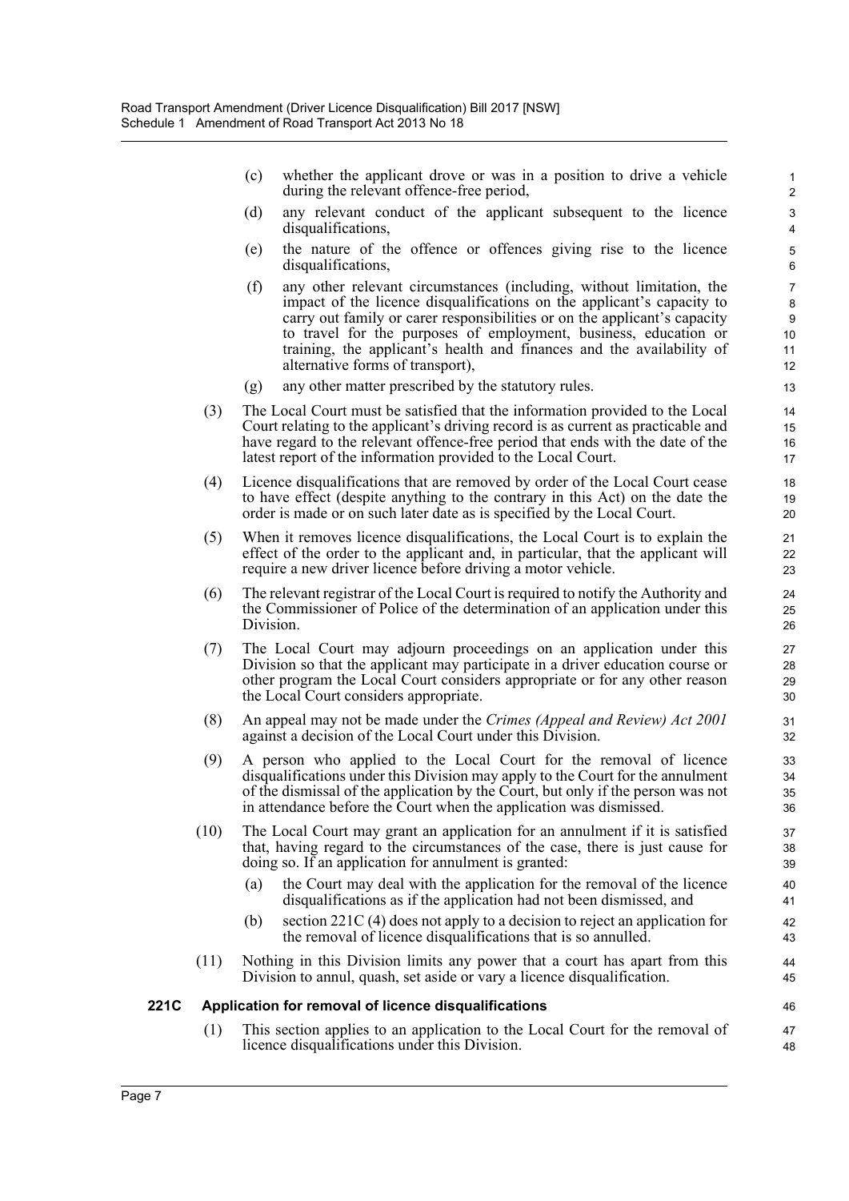(c) whether the applicant drove or was in a position to drive a vehicle during the relevant offence-free period,

(d) any relevant conduct of the applicant subsequent to the licence disqualifications,

(e) the nature of the offence or offences giving rise to the licence disqualifications,

(f) any other relevant circumstances (including, without limitation, the impact of the licence disqualifications on the applicant's capacity to carry out family or carer responsibilities or on the applicant's capacity to travel for the purposes of employment, business, education or training, the applicant's health and finances and the availability of alternative forms of transport),

(g) any other matter prescribed by the statutory rules.

(3) The Local Court must be satisfied that the information provided to the Local Court relating to the applicant's driving record is as current as practicable and have regard to the relevant offence-free period that ends with the date of the latest report of the information provided to the Local Court.

(4) Licence disqualifications that are removed by order of the Local Court cease to have effect (despite anything to the contrary in this Act) on the date the order is made or on such later date as is specified by the Local Court.

(5) When it removes licence disqualifications, the Local Court is to explain the effect of the order to the applicant and, in particular, that the applicant will require a new driver licence before driving a motor vehicle.

(6) The relevant registrar of the Local Court is required to notify the Authority and the Commissioner of Police of the determination of an application under this Division.

(7) The Local Court may adjourn proceedings on an application under this Division so that the applicant may participate in a driver education course or other program the Local Court considers appropriate or for any other reason the Local Court considers appropriate.

(8) An appeal may not be made under the *Crimes (Appeal and Review) Act 2001* against a decision of the Local Court under this Division.

(9) A person who applied to the Local Court for the removal of licence disqualifications under this Division may apply to the Court for the annulment of the dismissal of the application by the Court, but only if the person was not in attendance before the Court when the application was dismissed.

(10) The Local Court may grant an application for an annulment if it is satisfied that, having regard to the circumstances of the case, there is just cause for doing so. If an application for annulment is granted:

(a) the Court may deal with the application for the removal of the licence disqualifications as if the application had not been dismissed, and

(b) section 221C (4) does not apply to a decision to reject an application for the removal of licence disqualifications that is so annulled.

(11) Nothing in this Division limits any power that a court has apart from this Division to annul, quash, set aside or vary a licence disqualification.

**221C Application for removal of licence disqualifications**

(1) This section applies to an application to the Local Court for the removal of licence disqualifications under this Division.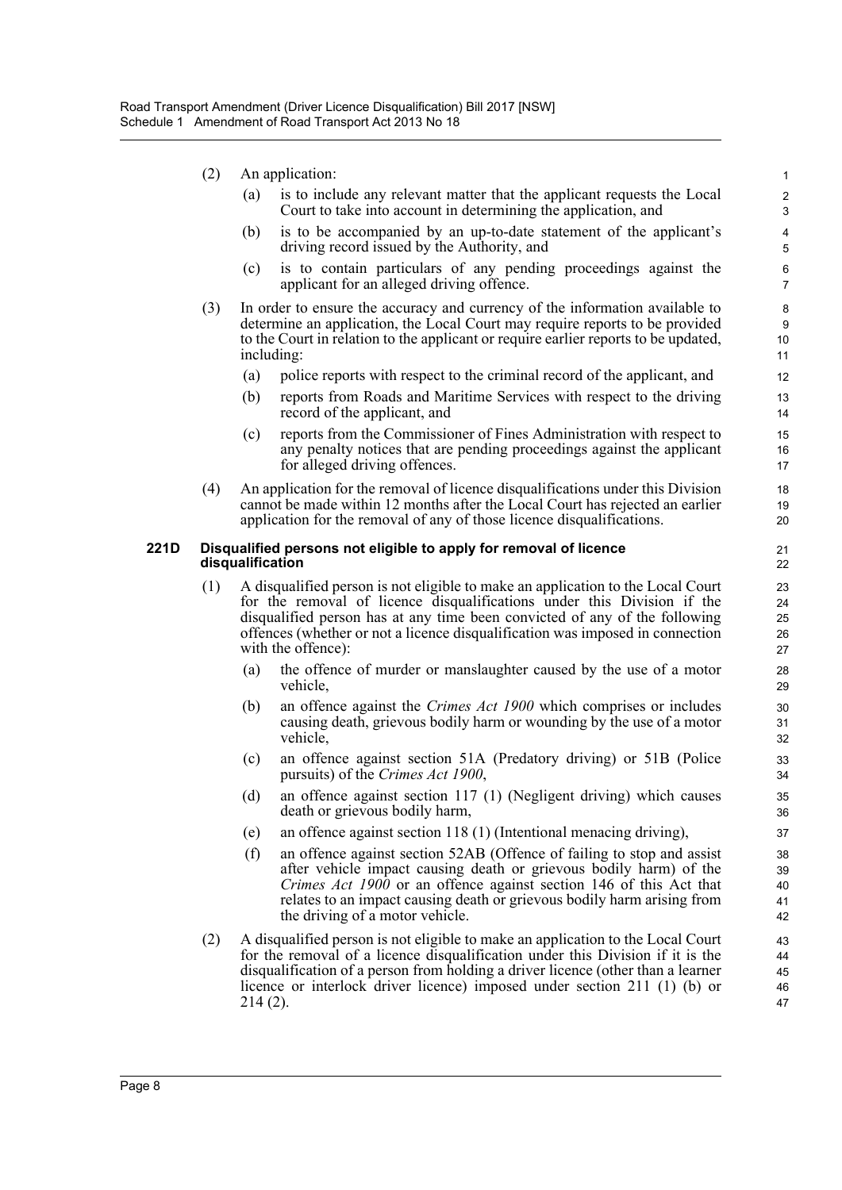(2) An application:

(a) is to include any relevant matter that the applicant requests the Local Court to take into account in determining the application, and

(b) is to be accompanied by an up-to-date statement of the applicant's driving record issued by the Authority, and

(c) is to contain particulars of any pending proceedings against the applicant for an alleged driving offence.

(3) In order to ensure the accuracy and currency of the information available to determine an application, the Local Court may require reports to be provided to the Court in relation to the applicant or require earlier reports to be updated, including:

(a) police reports with respect to the criminal record of the applicant, and

(b) reports from Roads and Maritime Services with respect to the driving record of the applicant, and

(c) reports from the Commissioner of Fines Administration with respect to any penalty notices that are pending proceedings against the applicant for alleged driving offences.

(4) An application for the removal of licence disqualifications under this Division cannot be made within 12 months after the Local Court has rejected an earlier application for the removal of any of those licence disqualifications.

**221D Disqualified persons not eligible to apply for removal of licence disqualification**

(1) A disqualified person is not eligible to make an application to the Local Court for the removal of licence disqualifications under this Division if the disqualified person has at any time been convicted of any of the following offences (whether or not a licence disqualification was imposed in connection with the offence):

(a) the offence of murder or manslaughter caused by the use of a motor vehicle,

(b) an offence against the *Crimes Act 1900* which comprises or includes causing death, grievous bodily harm or wounding by the use of a motor vehicle,

(c) an offence against section 51A (Predatory driving) or 51B (Police pursuits) of the *Crimes Act 1900*,

(d) an offence against section 117 (1) (Negligent driving) which causes death or grievous bodily harm,

(e) an offence against section 118 (1) (Intentional menacing driving),

(f) an offence against section 52AB (Offence of failing to stop and assist after vehicle impact causing death or grievous bodily harm) of the *Crimes Act 1900* or an offence against section 146 of this Act that relates to an impact causing death or grievous bodily harm arising from the driving of a motor vehicle.

(2) A disqualified person is not eligible to make an application to the Local Court for the removal of a licence disqualification under this Division if it is the disqualification of a person from holding a driver licence (other than a learner licence or interlock driver licence) imposed under section 211 (1) (b) or 214 (2).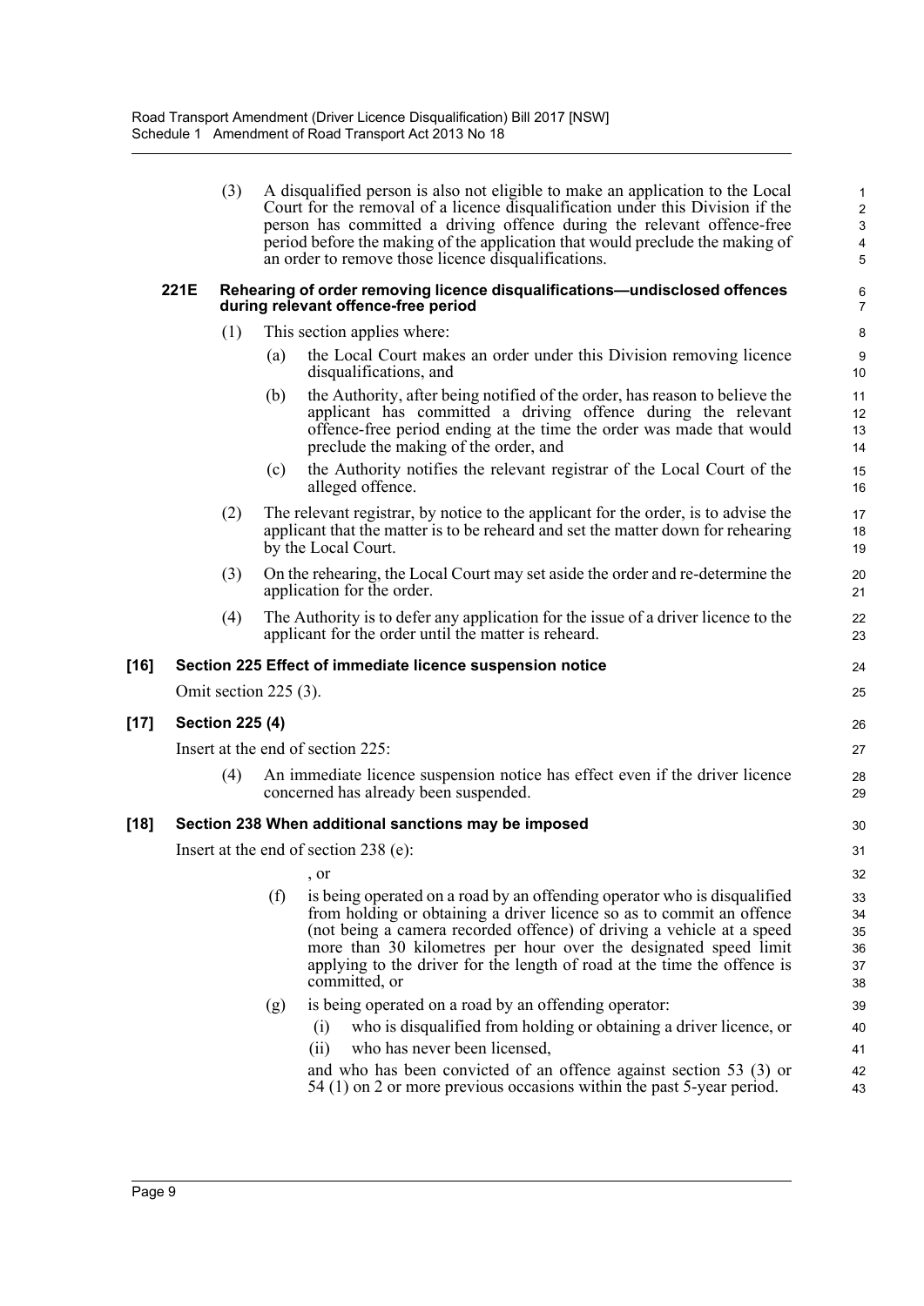(3) A disqualified person is also not eligible to make an application to the Local Court for the removal of a licence disqualification under this Division if the person has committed a driving offence during the relevant offence-free period before the making of the application that would preclude the making of an order to remove those licence disqualifications.

**221E Rehearing of order removing licence disqualifications—undisclosed offences during relevant offence-free period**

(1) This section applies where:

(a) the Local Court makes an order under this Division removing licence disqualifications, and

(b) the Authority, after being notified of the order, has reason to believe the applicant has committed a driving offence during the relevant offence-free period ending at the time the order was made that would preclude the making of the order, and

(c) the Authority notifies the relevant registrar of the Local Court of the alleged offence.

(2) The relevant registrar, by notice to the applicant for the order, is to advise the applicant that the matter is to be reheard and set the matter down for rehearing by the Local Court.

(3) On the rehearing, the Local Court may set aside the order and re-determine the application for the order.

(4) The Authority is to defer any application for the issue of a driver licence to the applicant for the order until the matter is reheard.

**[16] Section 225 Effect of immediate licence suspension notice**

Omit section 225 (3).

**[17] Section 225 (4)**

Insert at the end of section 225:

(4) An immediate licence suspension notice has effect even if the driver licence concerned has already been suspended.

**[18] Section 238 When additional sanctions may be imposed**

Insert at the end of section 238 (e):

, or

(f) is being operated on a road by an offending operator who is disqualified from holding or obtaining a driver licence so as to commit an offence (not being a camera recorded offence) of driving a vehicle at a speed more than 30 kilometres per hour over the designated speed limit applying to the driver for the length of road at the time the offence is committed, or

(g) is being operated on a road by an offending operator:

(i) who is disqualified from holding or obtaining a driver licence, or

(ii) who has never been licensed,

and who has been convicted of an offence against section 53 (3) or 54 (1) on 2 or more previous occasions within the past 5-year period.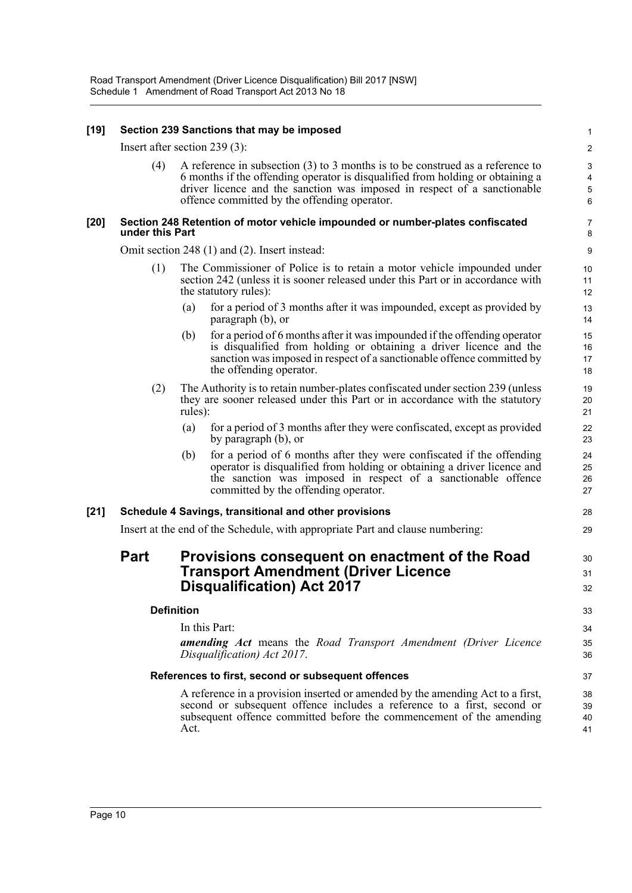**[19] Section 239 Sanctions that may be imposed**

Insert after section 239 (3):

(4) A reference in subsection (3) to 3 months is to be construed as a reference to 6 months if the offending operator is disqualified from holding or obtaining a driver licence and the sanction was imposed in respect of a sanctionable offence committed by the offending operator.

**[20] Section 248 Retention of motor vehicle impounded or number-plates confiscated under this Part**

Omit section 248 (1) and (2). Insert instead:

(1) The Commissioner of Police is to retain a motor vehicle impounded under section 242 (unless it is sooner released under this Part or in accordance with the statutory rules):

(a) for a period of 3 months after it was impounded, except as provided by paragraph (b), or

(b) for a period of 6 months after it was impounded if the offending operator is disqualified from holding or obtaining a driver licence and the sanction was imposed in respect of a sanctionable offence committed by the offending operator.

(2) The Authority is to retain number-plates confiscated under section 239 (unless they are sooner released under this Part or in accordance with the statutory rules):

(a) for a period of 3 months after they were confiscated, except as provided by paragraph (b), or

(b) for a period of 6 months after they were confiscated if the offending operator is disqualified from holding or obtaining a driver licence and the sanction was imposed in respect of a sanctionable offence committed by the offending operator.

**[21] Schedule 4 Savings, transitional and other provisions**

Insert at the end of the Schedule, with appropriate Part and clause numbering:

## Part Provisions consequent on enactment of the Road Transport Amendment (Driver Licence Disqualification) Act 2017

### Definition

In this Part:

***amending Act*** means the *Road Transport Amendment (Driver Licence Disqualification) Act 2017*.

### References to first, second or subsequent offences

A reference in a provision inserted or amended by the amending Act to a first, second or subsequent offence includes a reference to a first, second or subsequent offence committed before the commencement of the amending Act.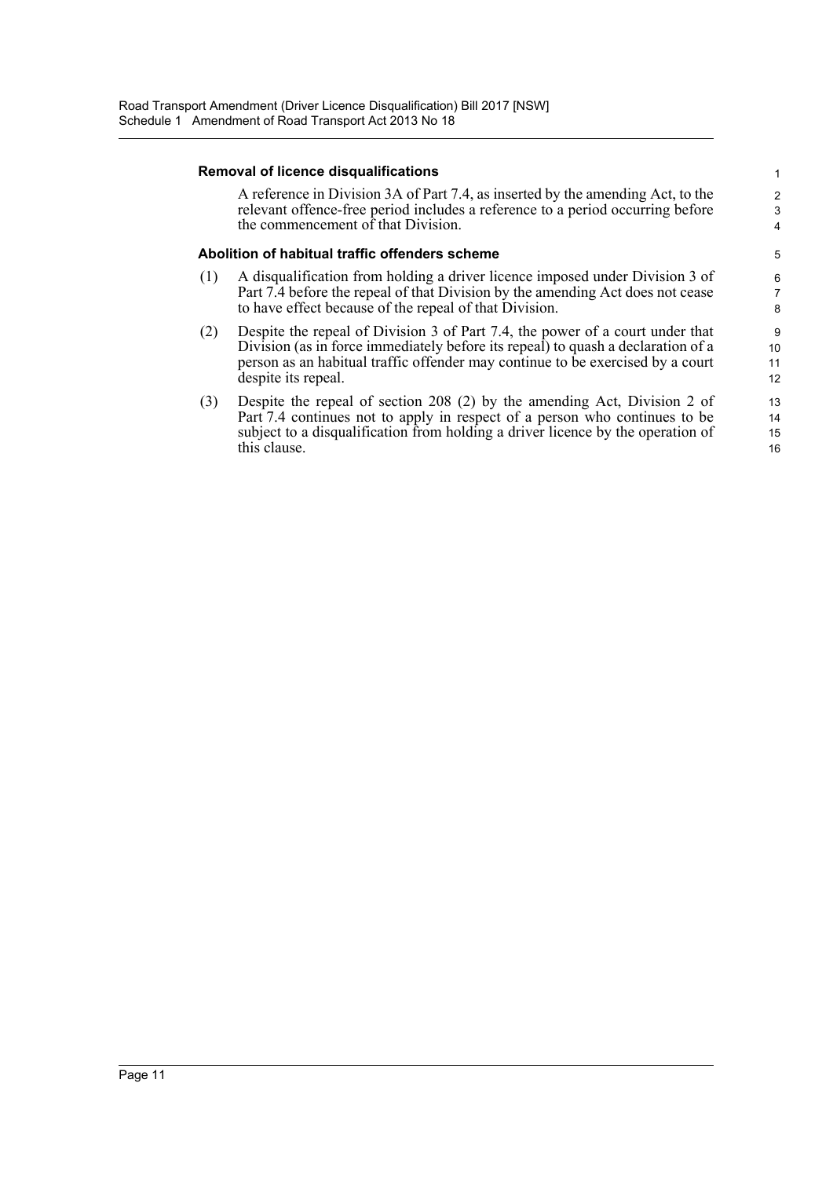**Removal of licence disqualifications**

A reference in Division 3A of Part 7.4, as inserted by the amending Act, to the relevant offence-free period includes a reference to a period occurring before the commencement of that Division.

**Abolition of habitual traffic offenders scheme**

(1) A disqualification from holding a driver licence imposed under Division 3 of Part 7.4 before the repeal of that Division by the amending Act does not cease to have effect because of the repeal of that Division.

(2) Despite the repeal of Division 3 of Part 7.4, the power of a court under that Division (as in force immediately before its repeal) to quash a declaration of a person as an habitual traffic offender may continue to be exercised by a court despite its repeal.

(3) Despite the repeal of section 208 (2) by the amending Act, Division 2 of Part 7.4 continues not to apply in respect of a person who continues to be subject to a disqualification from holding a driver licence by the operation of this clause.